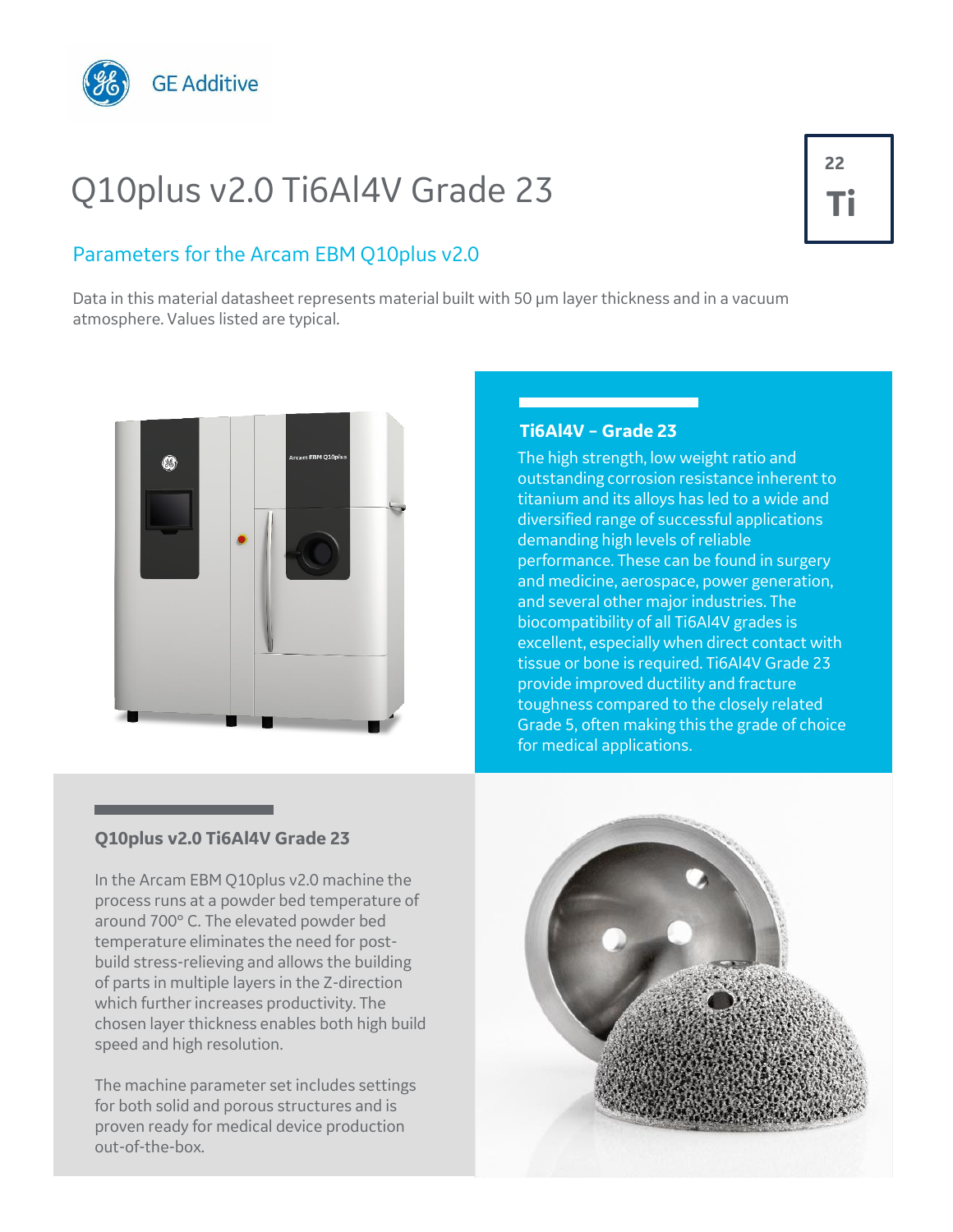GE Additive

# Q10plus v2.0 Ti6Al4V Grade 23

22
**Ti**

## Parameters for the Arcam EBM Q10plus v2.0

Data in this material datasheet represents material built with 50 µm layer thickness and in a vacuum atmosphere. Values listed are typical.

### Ti6Al4V – Grade 23

The high strength, low weight ratio and outstanding corrosion resistance inherent to titanium and its alloys has led to a wide and diversified range of successful applications demanding high levels of reliable performance. These can be found in surgery and medicine, aerospace, power generation, and several other major industries. The biocompatibility of all Ti6Al4V grades is excellent, especially when direct contact with tissue or bone is required. Ti6Al4V Grade 23 provide improved ductility and fracture toughness compared to the closely related Grade 5, often making this the grade of choice for medical applications.

### Q10plus v2.0 Ti6Al4V Grade 23

In the Arcam EBM Q10plus v2.0 machine the process runs at a powder bed temperature of around 700° C. The elevated powder bed temperature eliminates the need for post-build stress-relieving and allows the building of parts in multiple layers in the Z-direction which further increases productivity. The chosen layer thickness enables both high build speed and high resolution.

The machine parameter set includes settings for both solid and porous structures and is proven ready for medical device production out-of-the-box.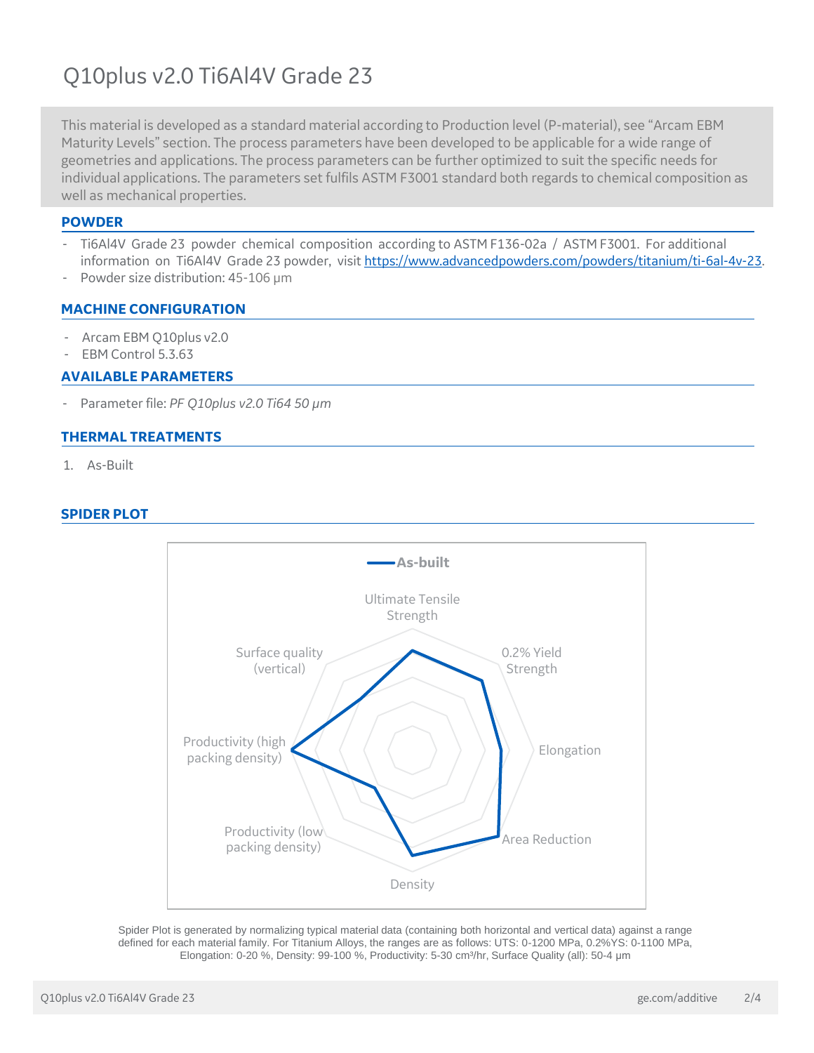# Q10plus v2.0 Ti6Al4V Grade 23

This material is developed as a standard material according to Production level (P-material), see "Arcam EBM Maturity Levels" section. The process parameters have been developed to be applicable for a wide range of geometries and applications. The process parameters can be further optimized to suit the specific needs for individual applications. The parameters set fulfils ASTM F3001 standard both regards to chemical composition as well as mechanical properties.

## POWDER

- Ti6Al4V Grade 23 powder chemical composition according to ASTM F136-02a / ASTM F3001. For additional information on Ti6Al4V Grade 23 powder, visit https://www.advancedpowders.com/powders/titanium/ti-6al-4v-23.
- Powder size distribution: 45-106 µm

## MACHINE CONFIGURATION

- Arcam EBM Q10plus v2.0
- EBM Control 5.3.63

## AVAILABLE PARAMETERS

- Parameter file: *PF Q10plus v2.0 Ti64 50 µm*

## THERMAL TREATMENTS

1. As-Built

## SPIDER PLOT

As-built

Ultimate Tensile Strength, 0.2% Yield Strength, Elongation, Area Reduction, Density, Productivity (low packing density), Productivity (high packing density), Surface quality (vertical)

Spider Plot is generated by normalizing typical material data (containing both horizontal and vertical data) against a range defined for each material family. For Titanium Alloys, the ranges are as follows: UTS: 0-1200 MPa, 0.2%YS: 0-1100 MPa, Elongation: 0-20 %, Density: 99-100 %, Productivity: 5-30 cm³/hr, Surface Quality (all): 50-4 µm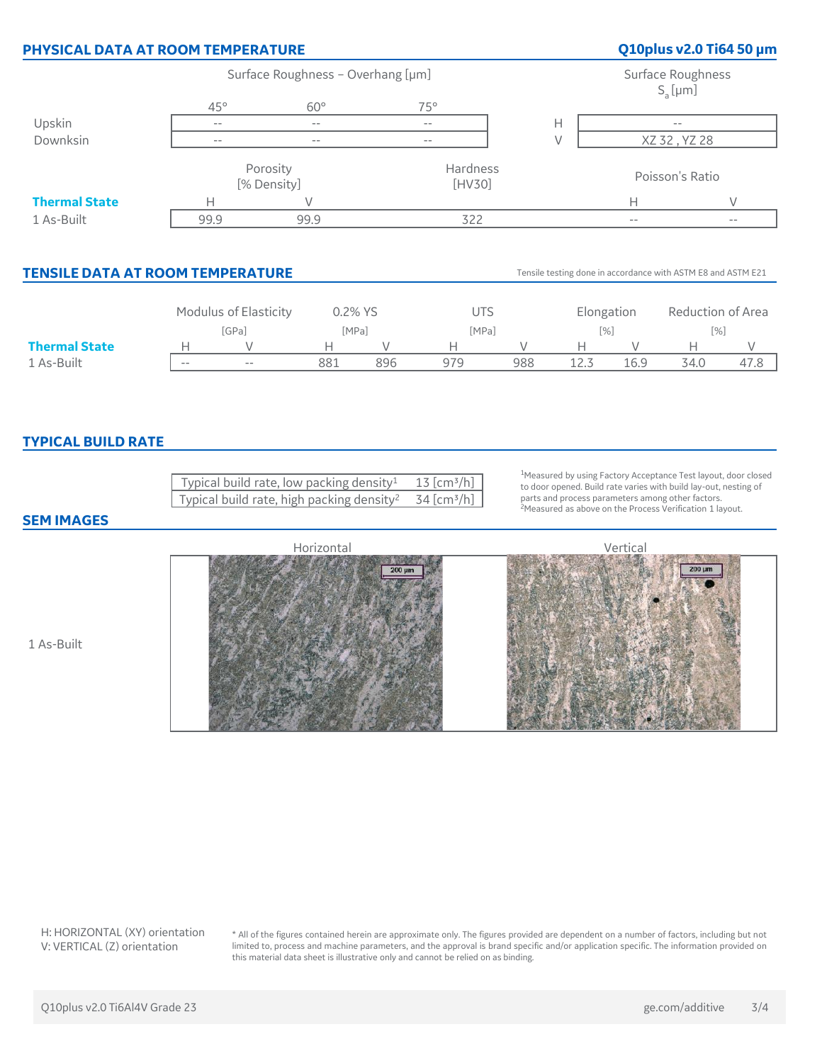## PHYSICAL DATA AT ROOM TEMPERATURE

**Q10plus v2.0 Ti64 50 µm**

| | Surface Roughness – Overhang [µm] | | | | Surface Roughness $S_a$ [µm] |
|---|---|---|---|---|---|
| | 45° | 60° | 75° | | |
| Upskin | -- | -- | -- | H | -- |
| Downksin | -- | -- | -- | V | XZ 32 , YZ 28 |

| Thermal State | Porosity [% Density] | | Hardness [HV30] | Poisson's Ratio | |
|---|---|---|---|---|---|
| | H | V | | H | V |
| 1 As-Built | 99.9 | 99.9 | 322 | -- | -- |

## TENSILE DATA AT ROOM TEMPERATURE

Tensile testing done in accordance with ASTM E8 and ASTM E21

| Thermal State | Modulus of Elasticity [GPa] | | 0.2% YS [MPa] | | UTS [MPa] | | Elongation [%] | | Reduction of Area [%] | |
|---|---|---|---|---|---|---|---|---|---|---|
| | H | V | H | V | H | V | H | V | H | V |
| 1 As-Built | -- | -- | 881 | 896 | 979 | 988 | 12.3 | 16.9 | 34.0 | 47.8 |

## TYPICAL BUILD RATE

| | |
|---|---|
| Typical build rate, low packing density[1] | 13 [cm³/h] |
| Typical build rate, high packing density[2] | 34 [cm³/h] |

[1]Measured by using Factory Acceptance Test layout, door closed to door opened. Build rate varies with build lay-out, nesting of parts and process parameters among other factors.
[2]Measured as above on the Process Verification 1 layout.

## SEM IMAGES

| | Horizontal | Vertical |
|---|---|---|
| 1 As-Built | | |

H: HORIZONTAL (XY) orientation
V: VERTICAL (Z) orientation

\* All of the figures contained herein are approximate only. The figures provided are dependent on a number of factors, including but not limited to, process and machine parameters, and the approval is brand specific and/or application specific. The information provided on this material data sheet is illustrative only and cannot be relied on as binding.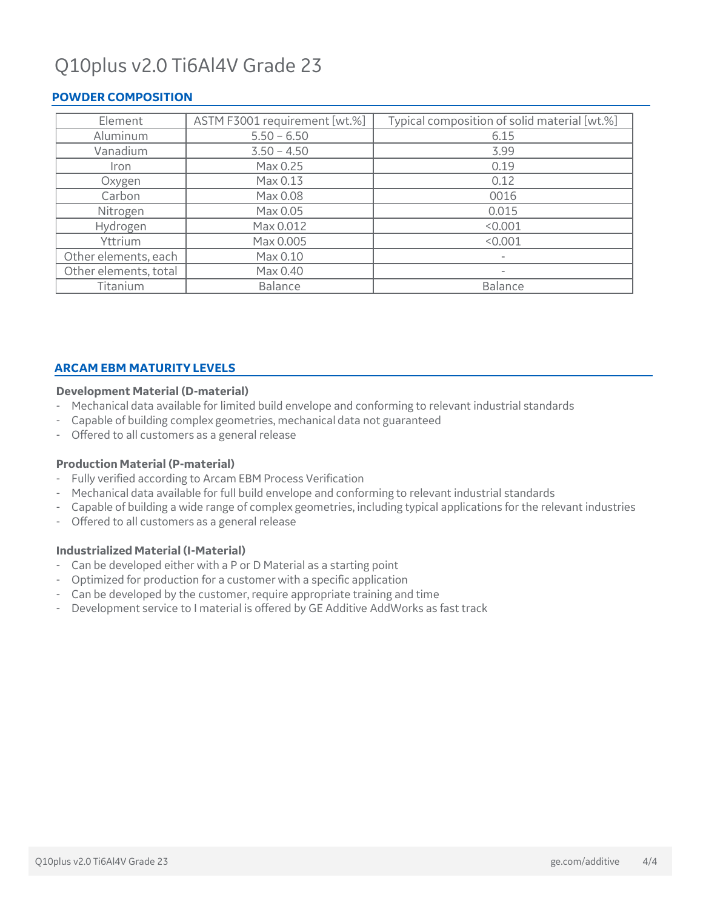# Q10plus v2.0 Ti6Al4V Grade 23

## POWDER COMPOSITION

| Element | ASTM F3001 requirement [wt.%] | Typical composition of solid material [wt.%] |
|---|---|---|
| Aluminum | 5.50 – 6.50 | 6.15 |
| Vanadium | 3.50 – 4.50 | 3.99 |
| Iron | Max 0.25 | 0.19 |
| Oxygen | Max 0.13 | 0.12 |
| Carbon | Max 0.08 | 0016 |
| Nitrogen | Max 0.05 | 0.015 |
| Hydrogen | Max 0.012 | <0.001 |
| Yttrium | Max 0.005 | <0.001 |
| Other elements, each | Max 0.10 | - |
| Other elements, total | Max 0.40 | - |
| Titanium | Balance | Balance |

## ARCAM EBM MATURITY LEVELS

**Development Material (D-material)**

- Mechanical data available for limited build envelope and conforming to relevant industrial standards
- Capable of building complex geometries, mechanical data not guaranteed
- Offered to all customers as a general release

**Production Material (P-material)**

- Fully verified according to Arcam EBM Process Verification
- Mechanical data available for full build envelope and conforming to relevant industrial standards
- Capable of building a wide range of complex geometries, including typical applications for the relevant industries
- Offered to all customers as a general release

**Industrialized Material (I-Material)**

- Can be developed either with a P or D Material as a starting point
- Optimized for production for a customer with a specific application
- Can be developed by the customer, require appropriate training and time
- Development service to I material is offered by GE Additive AddWorks as fast track